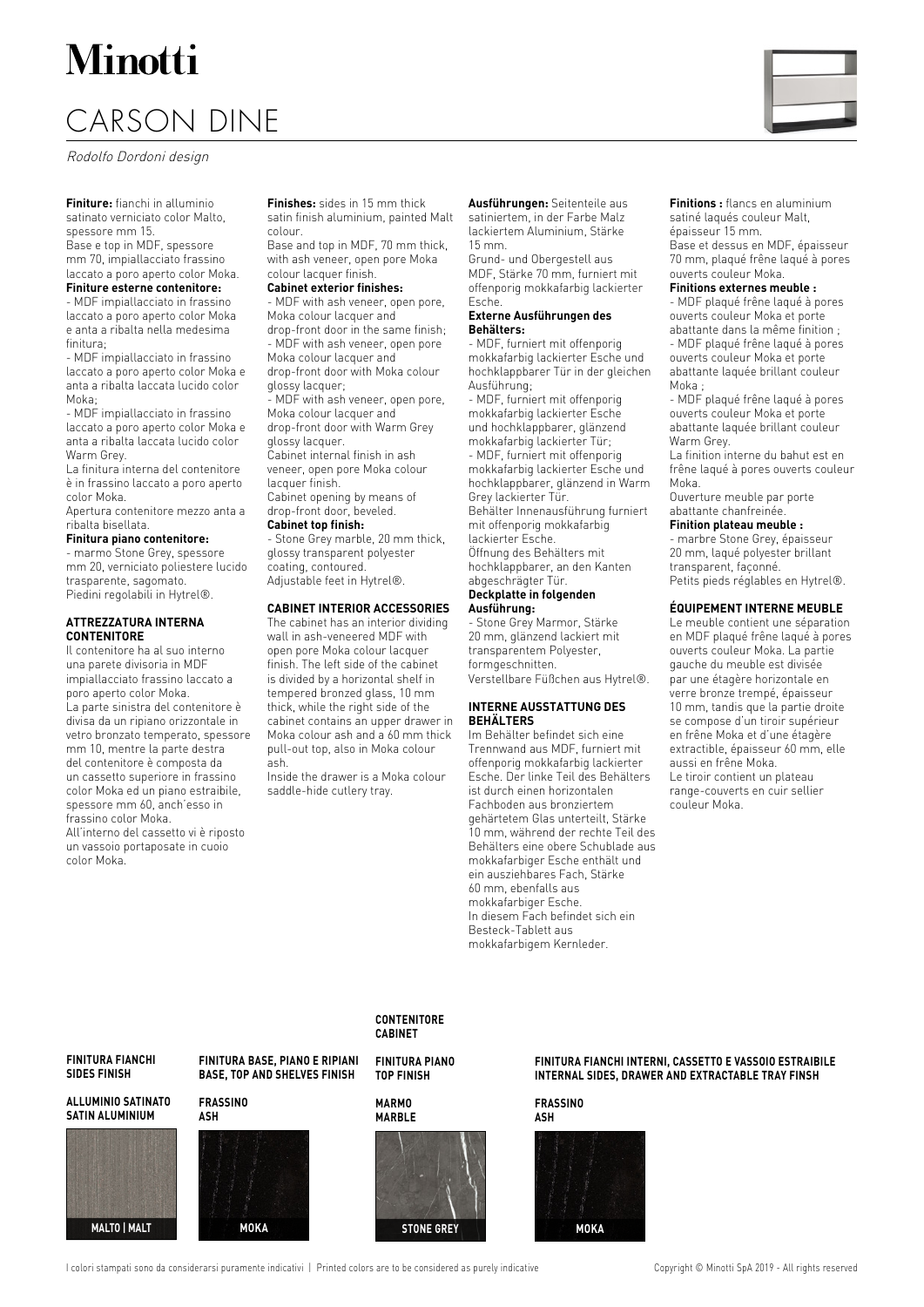# Minotti

# CARSON DINE

*Rodolfo Dordoni design*

**Finiture:** fianchi in alluminio satinato verniciato color Malto, spessore mm 15.
Base e top in MDF, spessore mm 70, impiallacciato frassino laccato a poro aperto color Moka.
**Finiture esterne contenitore:**
- MDF impiallacciato in frassino laccato a poro aperto color Moka e anta a ribalta nella medesima finitura;
- MDF impiallacciato in frassino laccato a poro aperto color Moka e anta a ribalta laccata lucido color Moka;
- MDF impiallacciato in frassino laccato a poro aperto color Moka e anta a ribalta laccata lucido color Warm Grey.

La finitura interna del contenitore è in frassino laccato a poro aperto color Moka.
Apertura contenitore mezzo anta a ribalta bisellata.
**Finitura piano contenitore:**
- marmo Stone Grey, spessore mm 20, verniciato poliestere lucido trasparente, sagomato.

Piedini regolabili in Hytrel®.

**ATTREZZATURA INTERNA CONTENITORE**

Il contenitore ha al suo interno una parete divisoria in MDF impiallacciato frassino laccato a poro aperto color Moka.
La parte sinistra del contenitore è divisa da un ripiano orizzontale in vetro bronzato temperato, spessore mm 10, mentre la parte destra del contenitore è composta da un cassetto superiore in frassino color Moka ed un piano estraibile, spessore mm 60, anch'esso in frassino color Moka.
All'interno del cassetto vi è riposto un vassoio portaposate in cuoio color Moka.

**Finishes:** sides in 15 mm thick satin finish aluminium, painted Malt colour.
Base and top in MDF, 70 mm thick, with ash veneer, open pore Moka colour lacquer finish.
**Cabinet exterior finishes:**
- MDF with ash veneer, open pore, Moka colour lacquer and drop-front door in the same finish;
- MDF with ash veneer, open pore Moka colour lacquer and drop-front door with Moka colour glossy lacquer;
- MDF with ash veneer, open pore, Moka colour lacquer and drop-front door with Warm Grey glossy lacquer.

Cabinet internal finish in ash veneer, open pore Moka colour lacquer finish.
Cabinet opening by means of drop-front door, beveled.
**Cabinet top finish:**
- Stone Grey marble, 20 mm thick, glossy transparent polyester coating, contoured.

Adjustable feet in Hytrel®.

**CABINET INTERIOR ACCESSORIES**

The cabinet has an interior dividing wall in ash-veneered MDF with open pore Moka colour lacquer finish. The left side of the cabinet is divided by a horizontal shelf in tempered bronzed glass, 10 mm thick, while the right side of the cabinet contains an upper drawer in Moka colour ash and a 60 mm thick pull-out top, also in Moka colour ash.
Inside the drawer is a Moka colour saddle-hide cutlery tray.

**Ausführungen:** Seitenteile aus satiniertem, in der Farbe Malz lackiertem Aluminium, Stärke 15 mm.
Grund- und Obergestell aus MDF, Stärke 70 mm, furniert mit offenporig mokkafarbig lackierter Esche.
**Externe Ausführungen des Behälters:**
- MDF, furniert mit offenporig mokkafarbig lackierter Esche und hochklappbarer Tür in der gleichen Ausführung;
- MDF, furniert mit offenporig mokkafarbig lackierter Esche und hochklappbarer, glänzend mokkafarbig lackierter Tür;
- MDF, furniert mit offenporig mokkafarbig lackierter Esche und hochklappbarer, glänzend in Warm Grey lackierter Tür.

Behälter Innenausführung furniert mit offenporig mokkafarbig lackierter Esche.
Öffnung des Behälters mit hochklappbarer, an den Kanten abgeschrägter Tür.
**Deckplatte in folgenden Ausführung:**
- Stone Grey Marmor, Stärke 20 mm, glänzend lackiert mit transparentem Polyester, formgeschnitten.

Verstellbare Füßchen aus Hytrel®.

**INTERNE AUSSTATTUNG DES BEHÄLTERS**

Im Behälter befindet sich eine Trennwand aus MDF, furniert mit offenporig mokkafarbig lackierter Esche. Der linke Teil des Behälters ist durch einen horizontalen Fachboden aus bronziertem gehärtetem Glas unterteilt, Stärke 10 mm, während der rechte Teil des Behälters eine obere Schublade aus mokkafarbiger Esche enthält und ein ausziehbares Fach, Stärke 60 mm, ebenfalls aus mokkafarbiger Esche.
In diesem Fach befindet sich ein Besteck-Tablett aus mokkafarbigem Kernleder.

**Finitions :** flancs en aluminium satiné laqués couleur Malt, épaisseur 15 mm.
Base et dessus en MDF, épaisseur 70 mm, plaqué frêne laqué à pores ouverts couleur Moka.
**Finitions externes meuble :**
- MDF plaqué frêne laqué à pores ouverts couleur Moka et porte abattante dans la même finition ;
- MDF plaqué frêne laqué à pores ouverts couleur Moka et porte abattante laquée brillant couleur Moka ;
- MDF plaqué frêne laqué à pores ouverts couleur Moka et porte abattante laquée brillant couleur Warm Grey.

La finition interne du bahut est en frêne laqué à pores ouverts couleur Moka.
Ouverture meuble par porte abattante chanfreinée.
**Finition plateau meuble :**
- marbre Stone Grey, épaisseur 20 mm, laqué polyester brillant transparent, façonné.

Petits pieds réglables en Hytrel®.

**ÉQUIPEMENT INTERNE MEUBLE**

Le meuble contient une séparation en MDF plaqué frêne laqué à pores ouverts couleur Moka. La partie gauche du meuble est divisée par une étagère horizontale en verre bronze trempé, épaisseur 10 mm, tandis que la partie droite se compose d'un tiroir supérieur en frêne Moka et d'une étagère extractible, épaisseur 60 mm, elle aussi en frêne Moka.
Le tiroir contient un plateau range-couverts en cuir sellier couleur Moka.

**FINITURA FIANCHI**
**SIDES FINISH**

**ALLUMINIO SATINATO**
**SATIN ALUMINIUM**

MALTO | MALT

**FINITURA BASE, PIANO E RIPIANI**
**BASE, TOP AND SHELVES FINISH**

**FRASSINO**
**ASH**

MOKA

**CONTENITORE**
**CABINET**

**FINITURA PIANO**
**TOP FINISH**

**MARMO**
**MARBLE**

STONE GREY

**FINITURA FIANCHI INTERNI, CASSETTO E VASSOIO ESTRAIBILE**
**INTERNAL SIDES, DRAWER AND EXTRACTABLE TRAY FINSH**

**FRASSINO**
**ASH**

MOKA

I colori stampati sono da considerarsi puramente indicativi | Printed colors are to be considered as purely indicative

Copyright © Minotti SpA 2019 - All rights reserved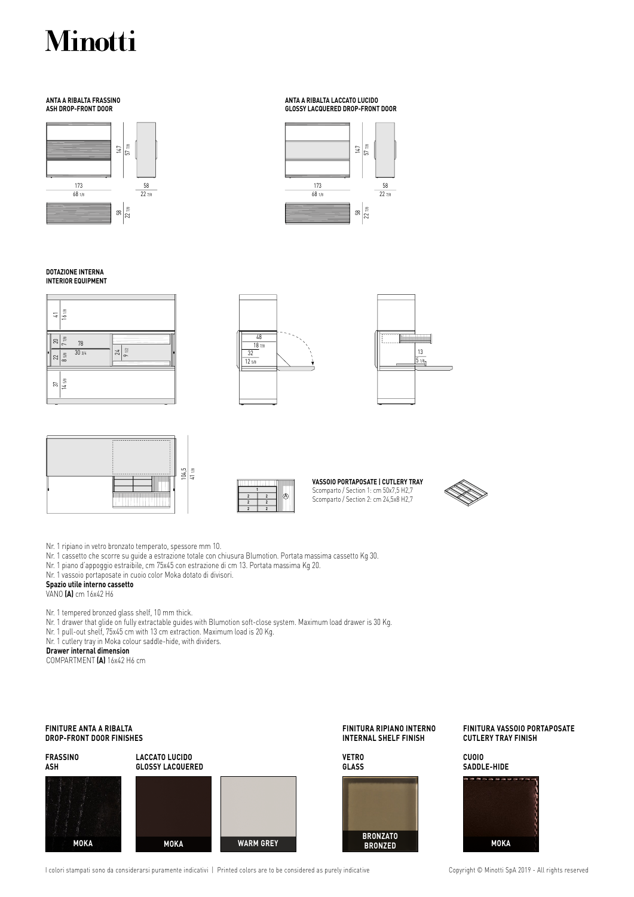# Minotti

**ANTA A RIBALTA FRASSINO**
**ASH DROP-FRONT DOOR**

147
57 7/8
173
68 1/8
58
22 7/8
58
22 7/8

**ANTA A RIBALTA LACCATO LUCIDO**
**GLOSSY LACQUERED DROP-FRONT DOOR**

147
57 7/8
173
68 1/8
58
22 7/8
58
22 7/8

**DOTAZIONE INTERNA**
**INTERIOR EQUIPMENT**

41
16 1/8
20
7 7/8
78
30 3/4
22
8 5/8
24
9 1/2
37
14 5/8

48
18 7/8
32
12 5/8

13
5 1/8

104,5
41 1/8

**VASSOIO PORTAPOSATE | CUTLERY TRAY**
Scomparto / Section 1: cm 50x7,5 H2,7
Scomparto / Section 2: cm 24,5x8 H2,7

Nr. 1 ripiano in vetro bronzato temperato, spessore mm 10.
Nr. 1 cassetto che scorre su guide a estrazione totale con chiusura Blumotion. Portata massima cassetto Kg 30.
Nr. 1 piano d'appoggio estraibile, cm 75x45 con estrazione di cm 13. Portata massima Kg 20.
Nr. 1 vassoio portaposate in cuoio color Moka dotato di divisori.
**Spazio utile interno cassetto**
VANO **(A)** cm 16x42 H6

Nr. 1 tempered bronzed glass shelf, 10 mm thick.
Nr. 1 drawer that glide on fully extractable guides with Blumotion soft-close system. Maximum load drawer is 30 Kg.
Nr. 1 pull-out shelf, 75x45 cm with 13 cm extraction. Maximum load is 20 Kg.
Nr. 1 cutlery tray in Moka colour saddle-hide, with dividers.
**Drawer internal dimension**
COMPARTMENT **(A)** 16x42 H6 cm

**FINITURE ANTA A RIBALTA**
**DROP-FRONT DOOR FINISHES**

**FRASSINO**
**ASH**
MOKA

**LACCATO LUCIDO**
**GLOSSY LACQUERED**
MOKA
WARM GREY

**FINITURA RIPIANO INTERNO**
**INTERNAL SHELF FINISH**

**VETRO**
**GLASS**
BRONZATO
BRONZED

**FINITURA VASSOIO PORTAPOSATE**
**CUTLERY TRAY FINISH**

**CUOIO**
**SADDLE-HIDE**
MOKA

I colori stampati sono da considerarsi puramente indicativi | Printed colors are to be considered as purely indicative

Copyright © Minotti SpA 2019 - All rights reserved